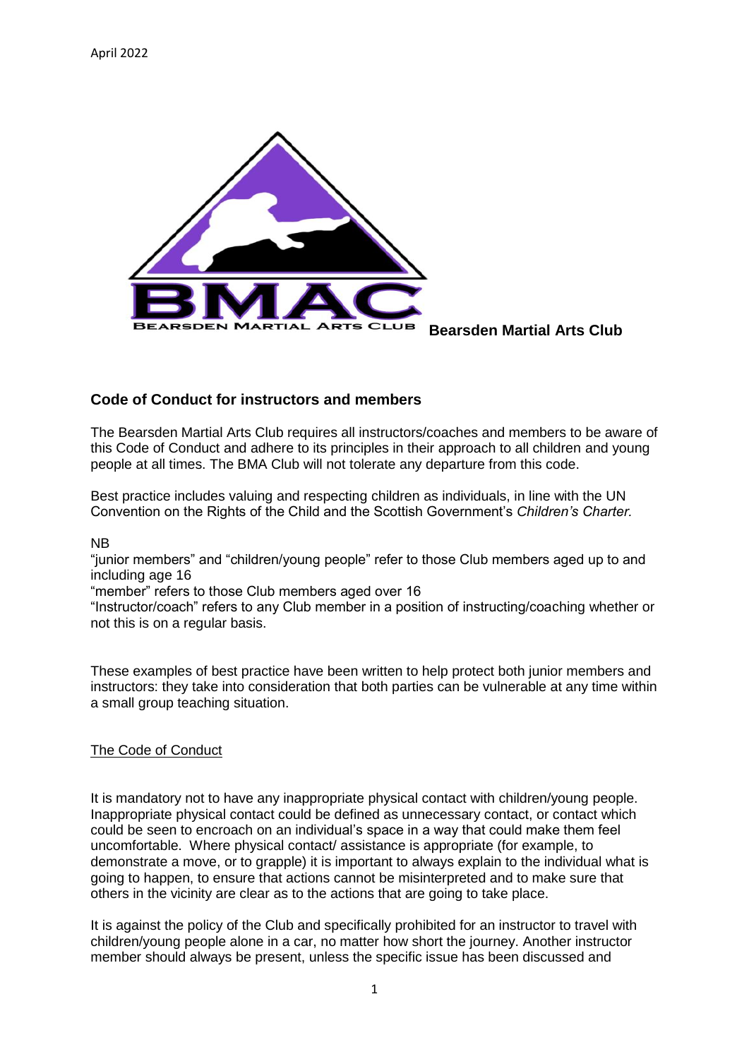April 2022

**Bearsden Martial Arts Club**

## Code of Conduct for instructors and members

The Bearsden Martial Arts Club requires all instructors/coaches and members to be aware of this Code of Conduct and adhere to its principles in their approach to all children and young people at all times. The BMA Club will not tolerate any departure from this code.

Best practice includes valuing and respecting children as individuals, in line with the UN Convention on the Rights of the Child and the Scottish Government's *Children's Charter.*

NB

"junior members" and "children/young people" refer to those Club members aged up to and including age 16

"member" refers to those Club members aged over 16

"Instructor/coach" refers to any Club member in a position of instructing/coaching whether or not this is on a regular basis.

These examples of best practice have been written to help protect both junior members and instructors: they take into consideration that both parties can be vulnerable at any time within a small group teaching situation.

### The Code of Conduct

It is mandatory not to have any inappropriate physical contact with children/young people. Inappropriate physical contact could be defined as unnecessary contact, or contact which could be seen to encroach on an individual's space in a way that could make them feel uncomfortable. Where physical contact/ assistance is appropriate (for example, to demonstrate a move, or to grapple) it is important to always explain to the individual what is going to happen, to ensure that actions cannot be misinterpreted and to make sure that others in the vicinity are clear as to the actions that are going to take place.

It is against the policy of the Club and specifically prohibited for an instructor to travel with children/young people alone in a car, no matter how short the journey. Another instructor member should always be present, unless the specific issue has been discussed and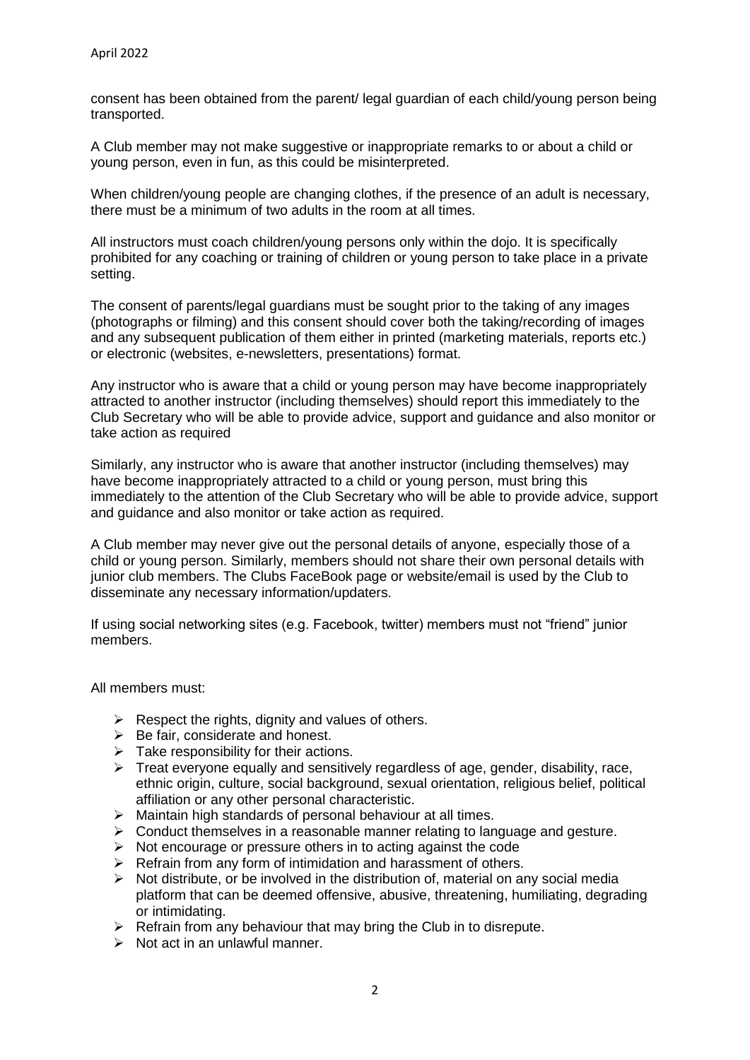consent has been obtained from the parent/ legal guardian of each child/young person being transported.

A Club member may not make suggestive or inappropriate remarks to or about a child or young person, even in fun, as this could be misinterpreted.

When children/young people are changing clothes, if the presence of an adult is necessary, there must be a minimum of two adults in the room at all times.

All instructors must coach children/young persons only within the dojo. It is specifically prohibited for any coaching or training of children or young person to take place in a private setting.

The consent of parents/legal guardians must be sought prior to the taking of any images (photographs or filming) and this consent should cover both the taking/recording of images and any subsequent publication of them either in printed (marketing materials, reports etc.) or electronic (websites, e-newsletters, presentations) format.

Any instructor who is aware that a child or young person may have become inappropriately attracted to another instructor (including themselves) should report this immediately to the Club Secretary who will be able to provide advice, support and guidance and also monitor or take action as required

Similarly, any instructor who is aware that another instructor (including themselves) may have become inappropriately attracted to a child or young person, must bring this immediately to the attention of the Club Secretary who will be able to provide advice, support and guidance and also monitor or take action as required.

A Club member may never give out the personal details of anyone, especially those of a child or young person. Similarly, members should not share their own personal details with junior club members. The Clubs FaceBook page or website/email is used by the Club to disseminate any necessary information/updaters.

If using social networking sites (e.g. Facebook, twitter) members must not "friend" junior members.

All members must:

- Respect the rights, dignity and values of others.
- Be fair, considerate and honest.
- Take responsibility for their actions.
- Treat everyone equally and sensitively regardless of age, gender, disability, race, ethnic origin, culture, social background, sexual orientation, religious belief, political affiliation or any other personal characteristic.
- Maintain high standards of personal behaviour at all times.
- Conduct themselves in a reasonable manner relating to language and gesture.
- Not encourage or pressure others in to acting against the code
- Refrain from any form of intimidation and harassment of others.
- Not distribute, or be involved in the distribution of, material on any social media platform that can be deemed offensive, abusive, threatening, humiliating, degrading or intimidating.
- Refrain from any behaviour that may bring the Club in to disrepute.
- Not act in an unlawful manner.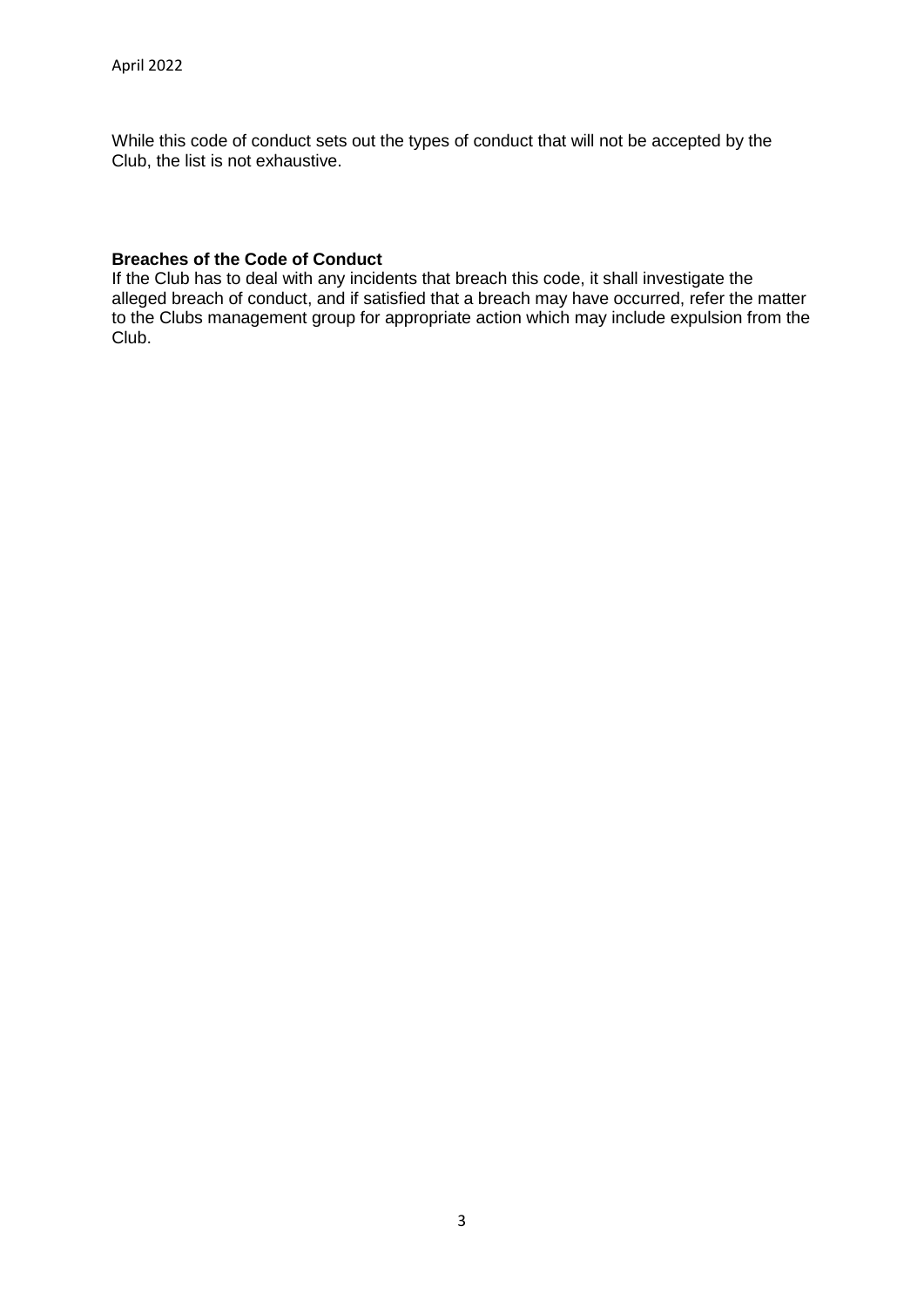While this code of conduct sets out the types of conduct that will not be accepted by the Club, the list is not exhaustive.

**Breaches of the Code of Conduct**

If the Club has to deal with any incidents that breach this code, it shall investigate the alleged breach of conduct, and if satisfied that a breach may have occurred, refer the matter to the Clubs management group for appropriate action which may include expulsion from the Club.